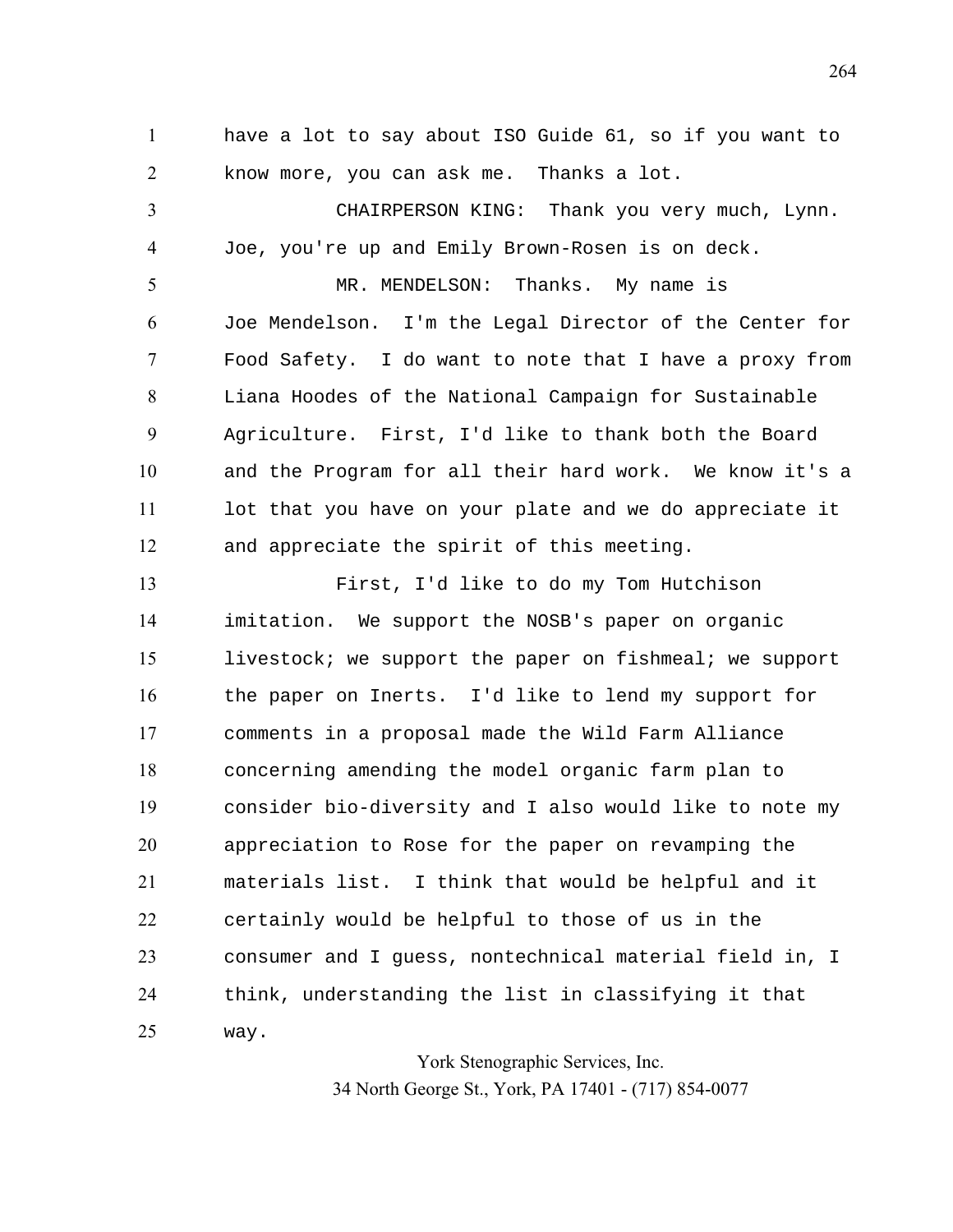have a lot to say about ISO Guide 61, so if you want to know more, you can ask me. Thanks a lot.

CHAIRPERSON KING: Thank you very much, Lynn. Joe, you're up and Emily Brown-Rosen is on deck.

MR. MENDELSON: Thanks. My name is Joe Mendelson. I'm the Legal Director of the Center for Food Safety. I do want to note that I have a proxy from Liana Hoodes of the National Campaign for Sustainable Agriculture. First, I'd like to thank both the Board and the Program for all their hard work. We know it's a lot that you have on your plate and we do appreciate it and appreciate the spirit of this meeting.

First, I'd like to do my Tom Hutchison imitation. We support the NOSB's paper on organic livestock; we support the paper on fishmeal; we support the paper on Inerts. I'd like to lend my support for comments in a proposal made the Wild Farm Alliance concerning amending the model organic farm plan to consider bio-diversity and I also would like to note my appreciation to Rose for the paper on revamping the materials list. I think that would be helpful and it certainly would be helpful to those of us in the consumer and I guess, nontechnical material field in, I think, understanding the list in classifying it that way.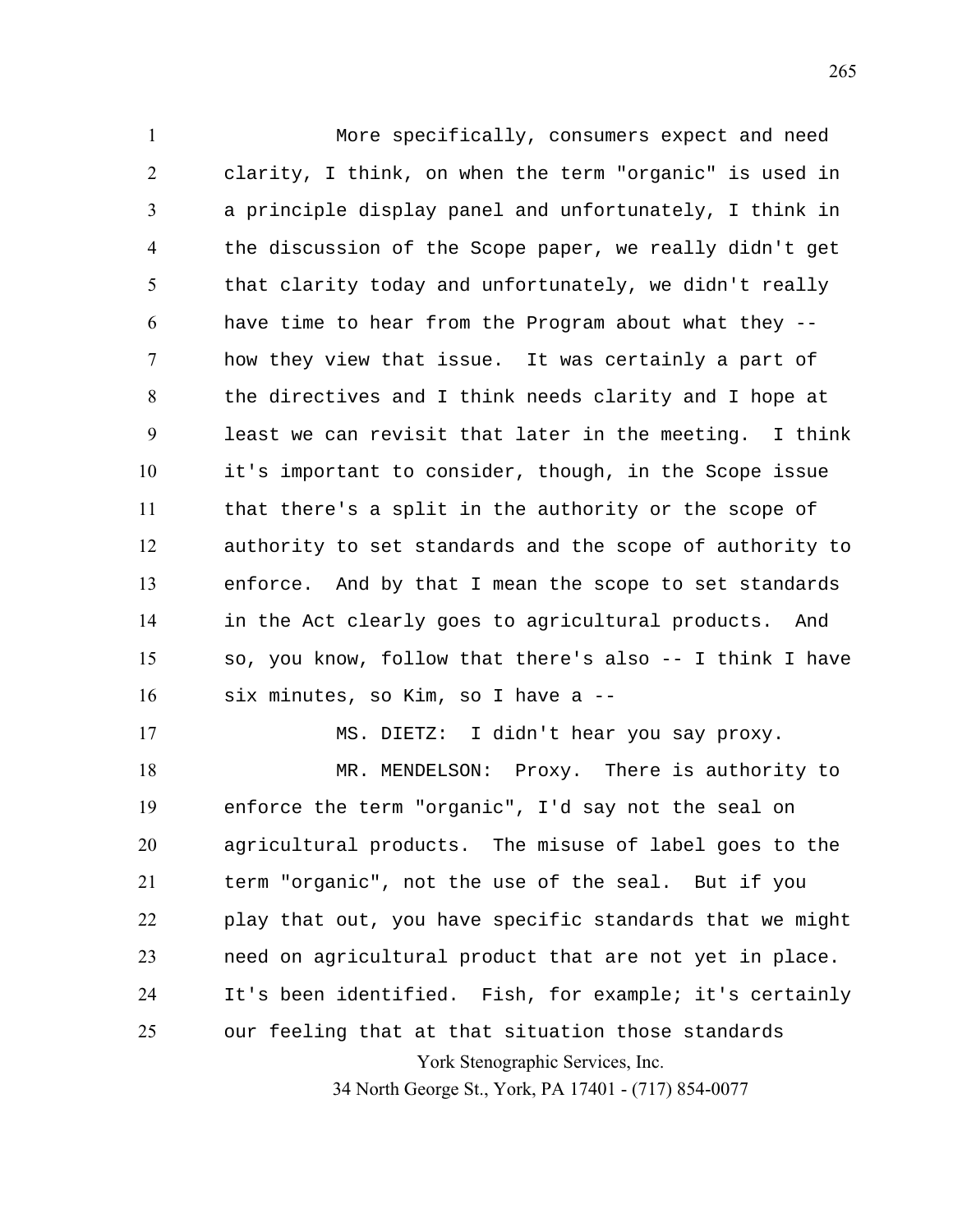More specifically, consumers expect and need clarity, I think, on when the term "organic" is used in a principle display panel and unfortunately, I think in the discussion of the Scope paper, we really didn't get that clarity today and unfortunately, we didn't really have time to hear from the Program about what they -- how they view that issue. It was certainly a part of the directives and I think needs clarity and I hope at least we can revisit that later in the meeting. I think it's important to consider, though, in the Scope issue that there's a split in the authority or the scope of authority to set standards and the scope of authority to enforce. And by that I mean the scope to set standards in the Act clearly goes to agricultural products. And so, you know, follow that there's also -- I think I have six minutes, so Kim, so I have a --

MS. DIETZ: I didn't hear you say proxy.

MR. MENDELSON: Proxy. There is authority to enforce the term "organic", I'd say not the seal on agricultural products. The misuse of label goes to the term "organic", not the use of the seal. But if you play that out, you have specific standards that we might need on agricultural product that are not yet in place. It's been identified. Fish, for example; it's certainly our feeling that at that situation those standards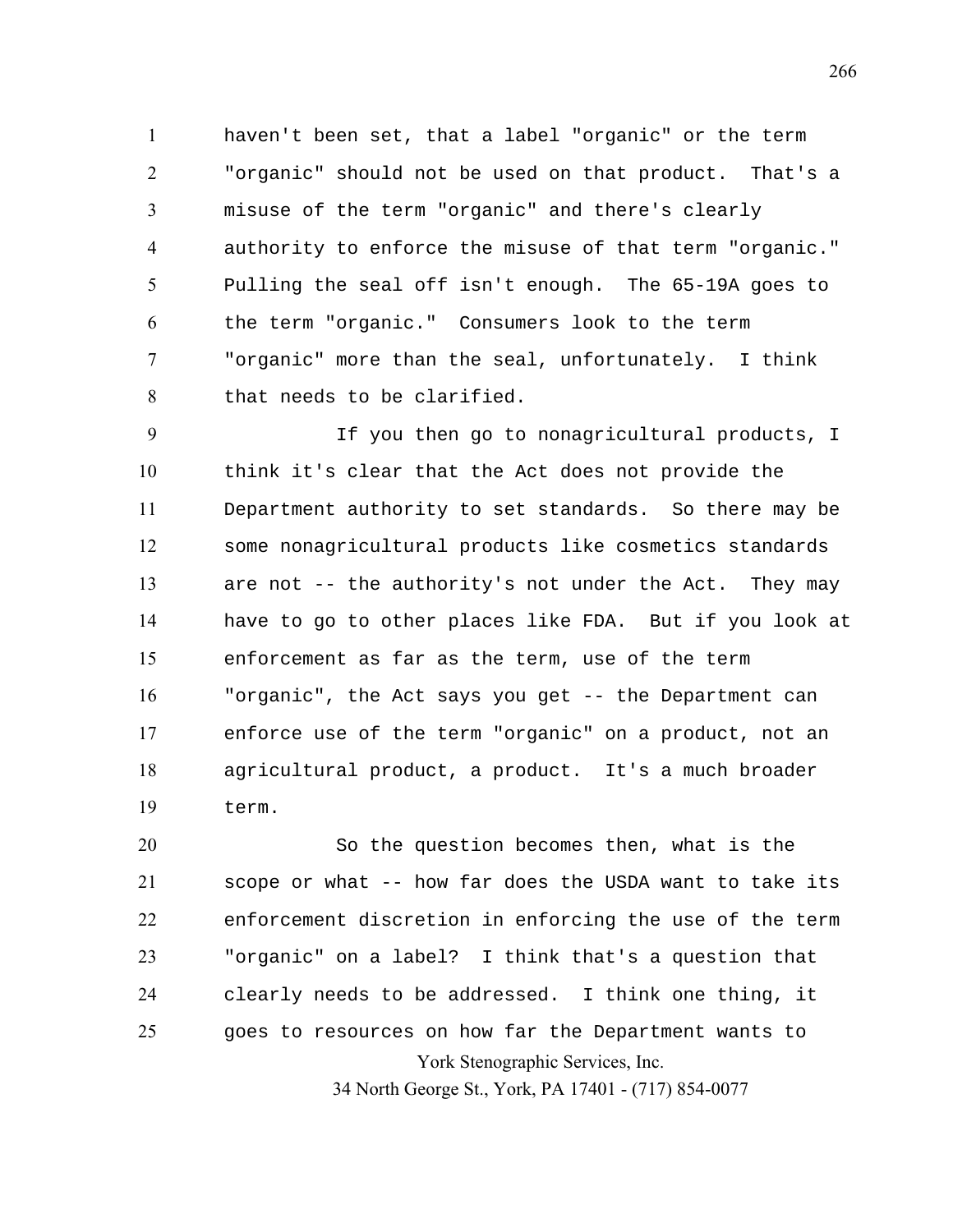haven't been set, that a label "organic" or the term "organic" should not be used on that product. That's a misuse of the term "organic" and there's clearly authority to enforce the misuse of that term "organic." Pulling the seal off isn't enough. The 65-19A goes to the term "organic." Consumers look to the term "organic" more than the seal, unfortunately. I think that needs to be clarified.

If you then go to nonagricultural products, I think it's clear that the Act does not provide the Department authority to set standards. So there may be some nonagricultural products like cosmetics standards are not -- the authority's not under the Act. They may have to go to other places like FDA. But if you look at enforcement as far as the term, use of the term "organic", the Act says you get -- the Department can enforce use of the term "organic" on a product, not an agricultural product, a product. It's a much broader term.

So the question becomes then, what is the scope or what -- how far does the USDA want to take its enforcement discretion in enforcing the use of the term "organic" on a label? I think that's a question that clearly needs to be addressed. I think one thing, it goes to resources on how far the Department wants to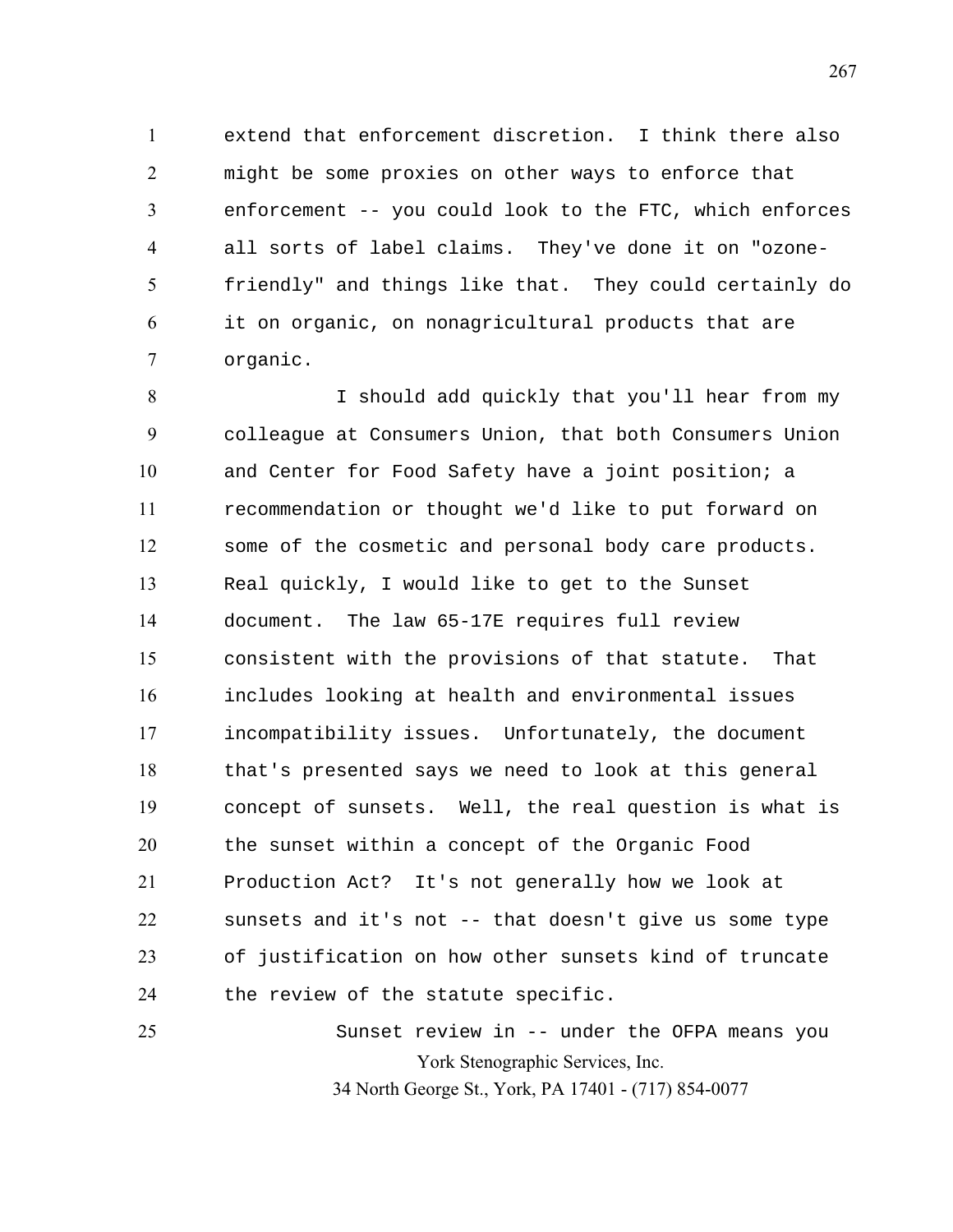extend that enforcement discretion. I think there also might be some proxies on other ways to enforce that enforcement -- you could look to the FTC, which enforces all sorts of label claims. They've done it on "ozone-friendly" and things like that. They could certainly do it on organic, on nonagricultural products that are organic.

I should add quickly that you'll hear from my colleague at Consumers Union, that both Consumers Union and Center for Food Safety have a joint position; a recommendation or thought we'd like to put forward on some of the cosmetic and personal body care products. Real quickly, I would like to get to the Sunset document. The law 65-17E requires full review consistent with the provisions of that statute. That includes looking at health and environmental issues incompatibility issues. Unfortunately, the document that's presented says we need to look at this general concept of sunsets. Well, the real question is what is the sunset within a concept of the Organic Food Production Act? It's not generally how we look at sunsets and it's not -- that doesn't give us some type of justification on how other sunsets kind of truncate the review of the statute specific.

Sunset review in -- under the OFPA means you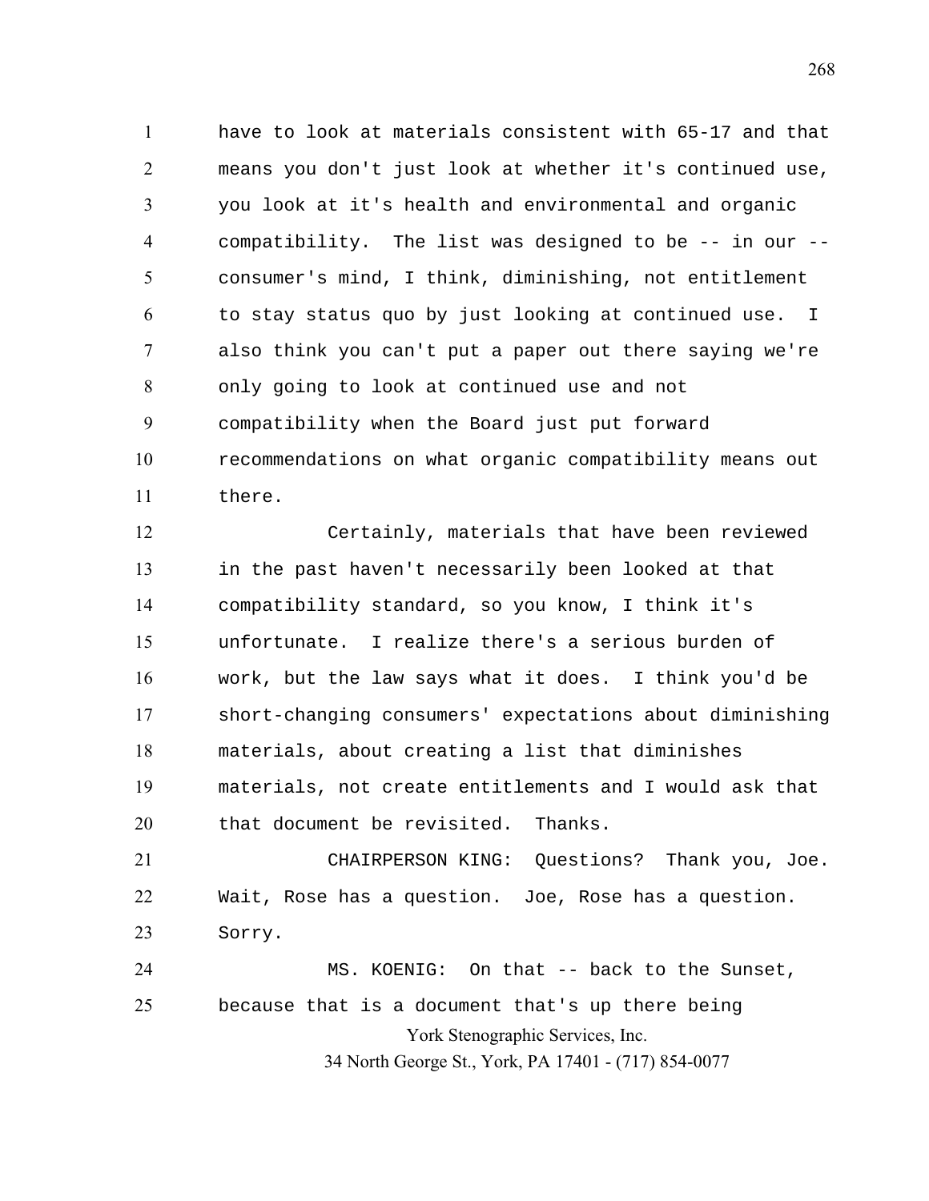have to look at materials consistent with 65-17 and that means you don't just look at whether it's continued use, you look at it's health and environmental and organic compatibility. The list was designed to be -- in our -- consumer's mind, I think, diminishing, not entitlement to stay status quo by just looking at continued use. I also think you can't put a paper out there saying we're only going to look at continued use and not compatibility when the Board just put forward recommendations on what organic compatibility means out there.

Certainly, materials that have been reviewed in the past haven't necessarily been looked at that compatibility standard, so you know, I think it's unfortunate. I realize there's a serious burden of work, but the law says what it does. I think you'd be short-changing consumers' expectations about diminishing materials, about creating a list that diminishes materials, not create entitlements and I would ask that that document be revisited. Thanks.

CHAIRPERSON KING: Questions? Thank you, Joe. Wait, Rose has a question. Joe, Rose has a question. Sorry.

MS. KOENIG: On that -- back to the Sunset, because that is a document that's up there being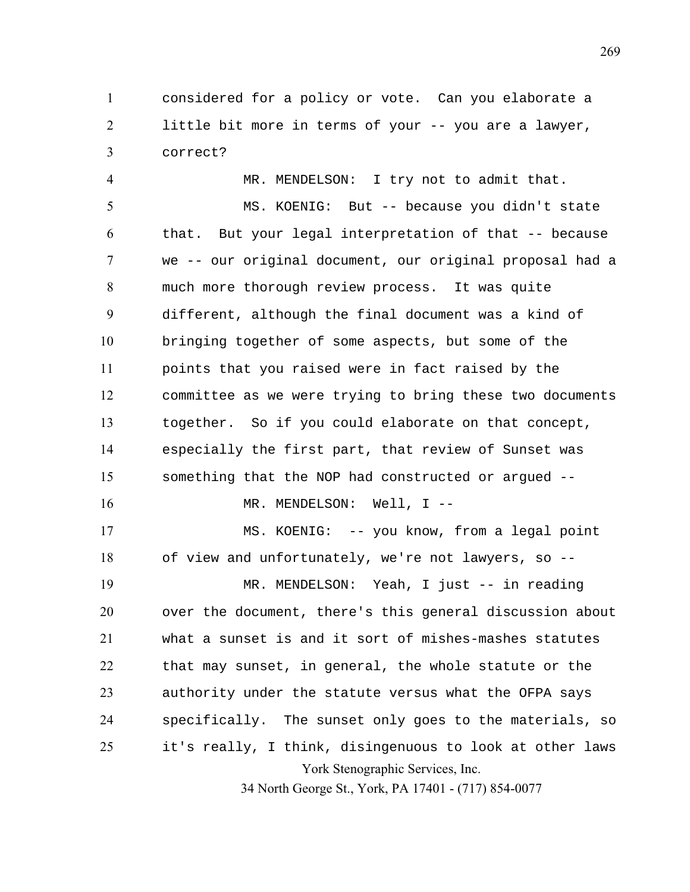considered for a policy or vote. Can you elaborate a little bit more in terms of your -- you are a lawyer, correct?

MR. MENDELSON: I try not to admit that.

MS. KOENIG: But -- because you didn't state that. But your legal interpretation of that -- because we -- our original document, our original proposal had a much more thorough review process. It was quite different, although the final document was a kind of bringing together of some aspects, but some of the points that you raised were in fact raised by the committee as we were trying to bring these two documents together. So if you could elaborate on that concept, especially the first part, that review of Sunset was something that the NOP had constructed or argued --

MR. MENDELSON: Well, I --

MS. KOENIG: -- you know, from a legal point of view and unfortunately, we're not lawyers, so --

MR. MENDELSON: Yeah, I just -- in reading over the document, there's this general discussion about what a sunset is and it sort of mishes-mashes statutes that may sunset, in general, the whole statute or the authority under the statute versus what the OFPA says specifically. The sunset only goes to the materials, so it's really, I think, disingenuous to look at other laws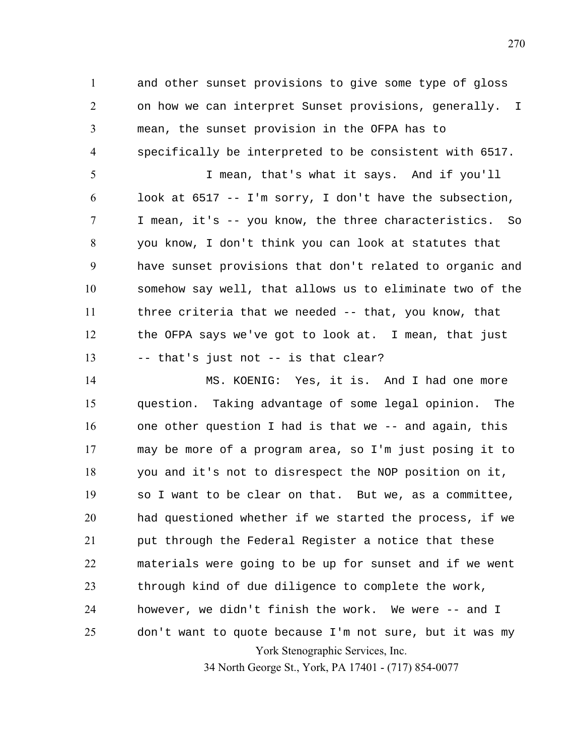and other sunset provisions to give some type of gloss on how we can interpret Sunset provisions, generally. I mean, the sunset provision in the OFPA has to specifically be interpreted to be consistent with 6517.

I mean, that's what it says. And if you'll look at 6517 -- I'm sorry, I don't have the subsection, I mean, it's -- you know, the three characteristics. So you know, I don't think you can look at statutes that have sunset provisions that don't related to organic and somehow say well, that allows us to eliminate two of the three criteria that we needed -- that, you know, that the OFPA says we've got to look at. I mean, that just -- that's just not -- is that clear?

MS. KOENIG: Yes, it is. And I had one more question. Taking advantage of some legal opinion. The one other question I had is that we -- and again, this may be more of a program area, so I'm just posing it to you and it's not to disrespect the NOP position on it, so I want to be clear on that. But we, as a committee, had questioned whether if we started the process, if we put through the Federal Register a notice that these materials were going to be up for sunset and if we went through kind of due diligence to complete the work, however, we didn't finish the work. We were -- and I don't want to quote because I'm not sure, but it was my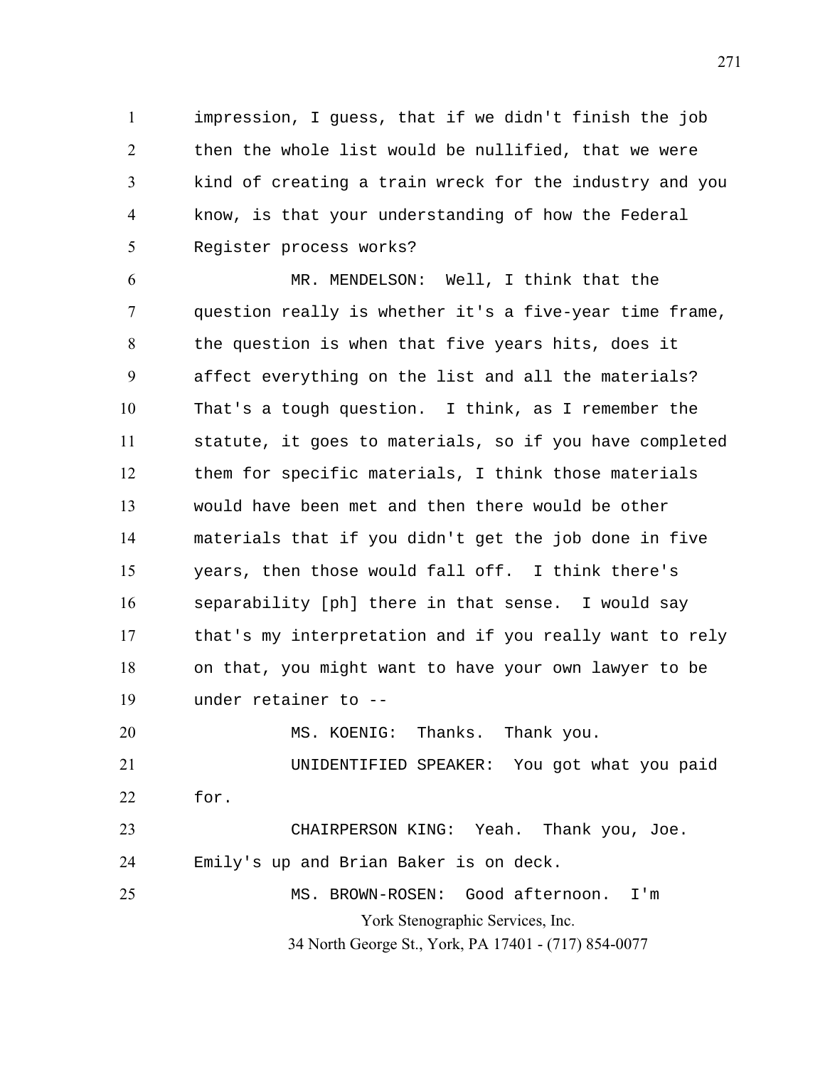impression, I guess, that if we didn't finish the job then the whole list would be nullified, that we were kind of creating a train wreck for the industry and you know, is that your understanding of how the Federal Register process works?

MR. MENDELSON: Well, I think that the question really is whether it's a five-year time frame, the question is when that five years hits, does it affect everything on the list and all the materials? That's a tough question. I think, as I remember the statute, it goes to materials, so if you have completed them for specific materials, I think those materials would have been met and then there would be other materials that if you didn't get the job done in five years, then those would fall off. I think there's separability [ph] there in that sense. I would say that's my interpretation and if you really want to rely on that, you might want to have your own lawyer to be under retainer to --

MS. KOENIG: Thanks. Thank you.

UNIDENTIFIED SPEAKER: You got what you paid for.

CHAIRPERSON KING: Yeah. Thank you, Joe. Emily's up and Brian Baker is on deck.

MS. BROWN-ROSEN: Good afternoon. I'm